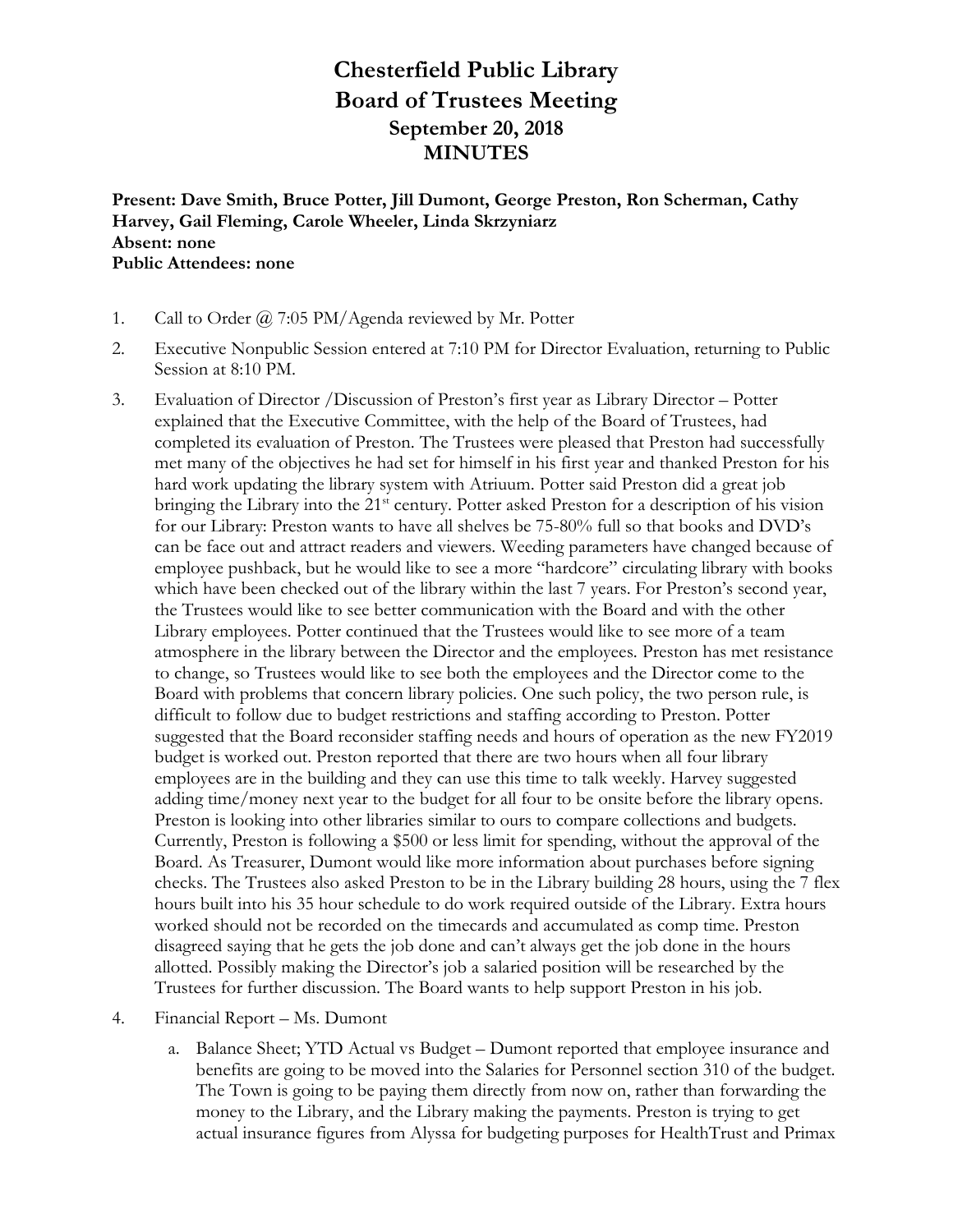# Chesterfield Public Library
# Board of Trustees Meeting
## September 20, 2018
## MINUTES

**Present: Dave Smith, Bruce Potter, Jill Dumont, George Preston, Ron Scherman, Cathy Harvey, Gail Fleming, Carole Wheeler, Linda Skrzyniarz**
**Absent: none**
**Public Attendees: none**

1. Call to Order @ 7:05 PM/Agenda reviewed by Mr. Potter
2. Executive Nonpublic Session entered at 7:10 PM for Director Evaluation, returning to Public Session at 8:10 PM.
3. Evaluation of Director /Discussion of Preston's first year as Library Director – Potter explained that the Executive Committee, with the help of the Board of Trustees, had completed its evaluation of Preston. The Trustees were pleased that Preston had successfully met many of the objectives he had set for himself in his first year and thanked Preston for his hard work updating the library system with Atriuum. Potter said Preston did a great job bringing the Library into the 21st century. Potter asked Preston for a description of his vision for our Library: Preston wants to have all shelves be 75-80% full so that books and DVD's can be face out and attract readers and viewers. Weeding parameters have changed because of employee pushback, but he would like to see a more "hardcore" circulating library with books which have been checked out of the library within the last 7 years. For Preston's second year, the Trustees would like to see better communication with the Board and with the other Library employees. Potter continued that the Trustees would like to see more of a team atmosphere in the library between the Director and the employees. Preston has met resistance to change, so Trustees would like to see both the employees and the Director come to the Board with problems that concern library policies. One such policy, the two person rule, is difficult to follow due to budget restrictions and staffing according to Preston. Potter suggested that the Board reconsider staffing needs and hours of operation as the new FY2019 budget is worked out. Preston reported that there are two hours when all four library employees are in the building and they can use this time to talk weekly. Harvey suggested adding time/money next year to the budget for all four to be onsite before the library opens. Preston is looking into other libraries similar to ours to compare collections and budgets. Currently, Preston is following a $500 or less limit for spending, without the approval of the Board. As Treasurer, Dumont would like more information about purchases before signing checks. The Trustees also asked Preston to be in the Library building 28 hours, using the 7 flex hours built into his 35 hour schedule to do work required outside of the Library. Extra hours worked should not be recorded on the timecards and accumulated as comp time. Preston disagreed saying that he gets the job done and can't always get the job done in the hours allotted. Possibly making the Director's job a salaried position will be researched by the Trustees for further discussion. The Board wants to help support Preston in his job.
4. Financial Report – Ms. Dumont
   a. Balance Sheet; YTD Actual vs Budget – Dumont reported that employee insurance and benefits are going to be moved into the Salaries for Personnel section 310 of the budget. The Town is going to be paying them directly from now on, rather than forwarding the money to the Library, and the Library making the payments. Preston is trying to get actual insurance figures from Alyssa for budgeting purposes for HealthTrust and Primax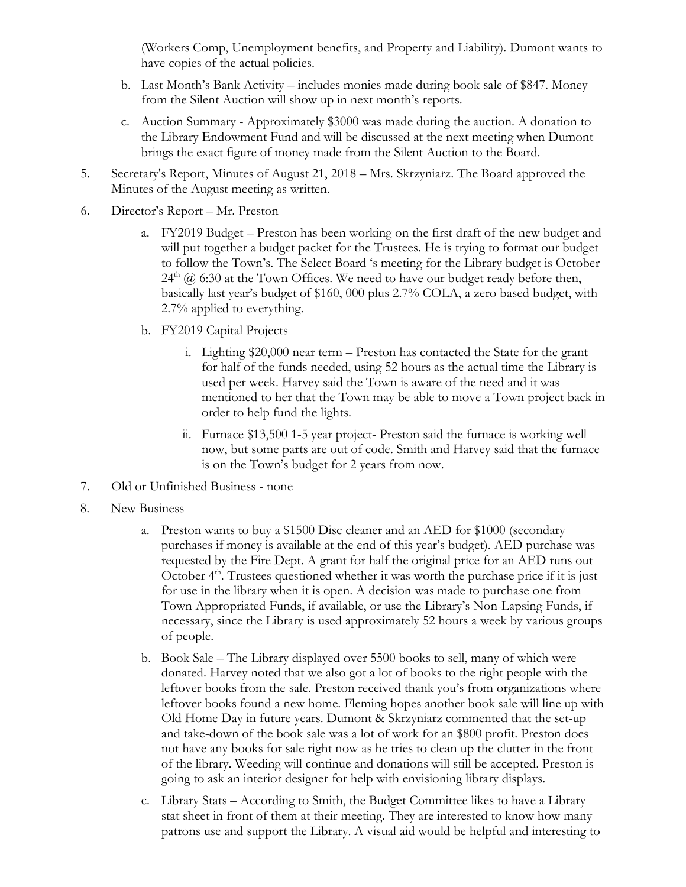(Workers Comp, Unemployment benefits, and Property and Liability). Dumont wants to have copies of the actual policies.

b. Last Month's Bank Activity – includes monies made during book sale of $847. Money from the Silent Auction will show up in next month's reports.

c. Auction Summary - Approximately $3000 was made during the auction. A donation to the Library Endowment Fund and will be discussed at the next meeting when Dumont brings the exact figure of money made from the Silent Auction to the Board.

5. Secretary's Report, Minutes of August 21, 2018 – Mrs. Skrzyniarz. The Board approved the Minutes of the August meeting as written.

6. Director's Report – Mr. Preston

   a. FY2019 Budget – Preston has been working on the first draft of the new budget and will put together a budget packet for the Trustees. He is trying to format our budget to follow the Town's. The Select Board 's meeting for the Library budget is October 24th @ 6:30 at the Town Offices. We need to have our budget ready before then, basically last year's budget of $160, 000 plus 2.7% COLA, a zero based budget, with 2.7% applied to everything.

   b. FY2019 Capital Projects

      i. Lighting $20,000 near term – Preston has contacted the State for the grant for half of the funds needed, using 52 hours as the actual time the Library is used per week. Harvey said the Town is aware of the need and it was mentioned to her that the Town may be able to move a Town project back in order to help fund the lights.

      ii. Furnace $13,500 1-5 year project- Preston said the furnace is working well now, but some parts are out of code. Smith and Harvey said that the furnace is on the Town's budget for 2 years from now.

7. Old or Unfinished Business - none

8. New Business

   a. Preston wants to buy a $1500 Disc cleaner and an AED for $1000 (secondary purchases if money is available at the end of this year's budget). AED purchase was requested by the Fire Dept. A grant for half the original price for an AED runs out October 4th. Trustees questioned whether it was worth the purchase price if it is just for use in the library when it is open. A decision was made to purchase one from Town Appropriated Funds, if available, or use the Library's Non-Lapsing Funds, if necessary, since the Library is used approximately 52 hours a week by various groups of people.

   b. Book Sale – The Library displayed over 5500 books to sell, many of which were donated. Harvey noted that we also got a lot of books to the right people with the leftover books from the sale. Preston received thank you's from organizations where leftover books found a new home. Fleming hopes another book sale will line up with Old Home Day in future years. Dumont & Skrzyniarz commented that the set-up and take-down of the book sale was a lot of work for an $800 profit. Preston does not have any books for sale right now as he tries to clean up the clutter in the front of the library. Weeding will continue and donations will still be accepted. Preston is going to ask an interior designer for help with envisioning library displays.

   c. Library Stats – According to Smith, the Budget Committee likes to have a Library stat sheet in front of them at their meeting. They are interested to know how many patrons use and support the Library. A visual aid would be helpful and interesting to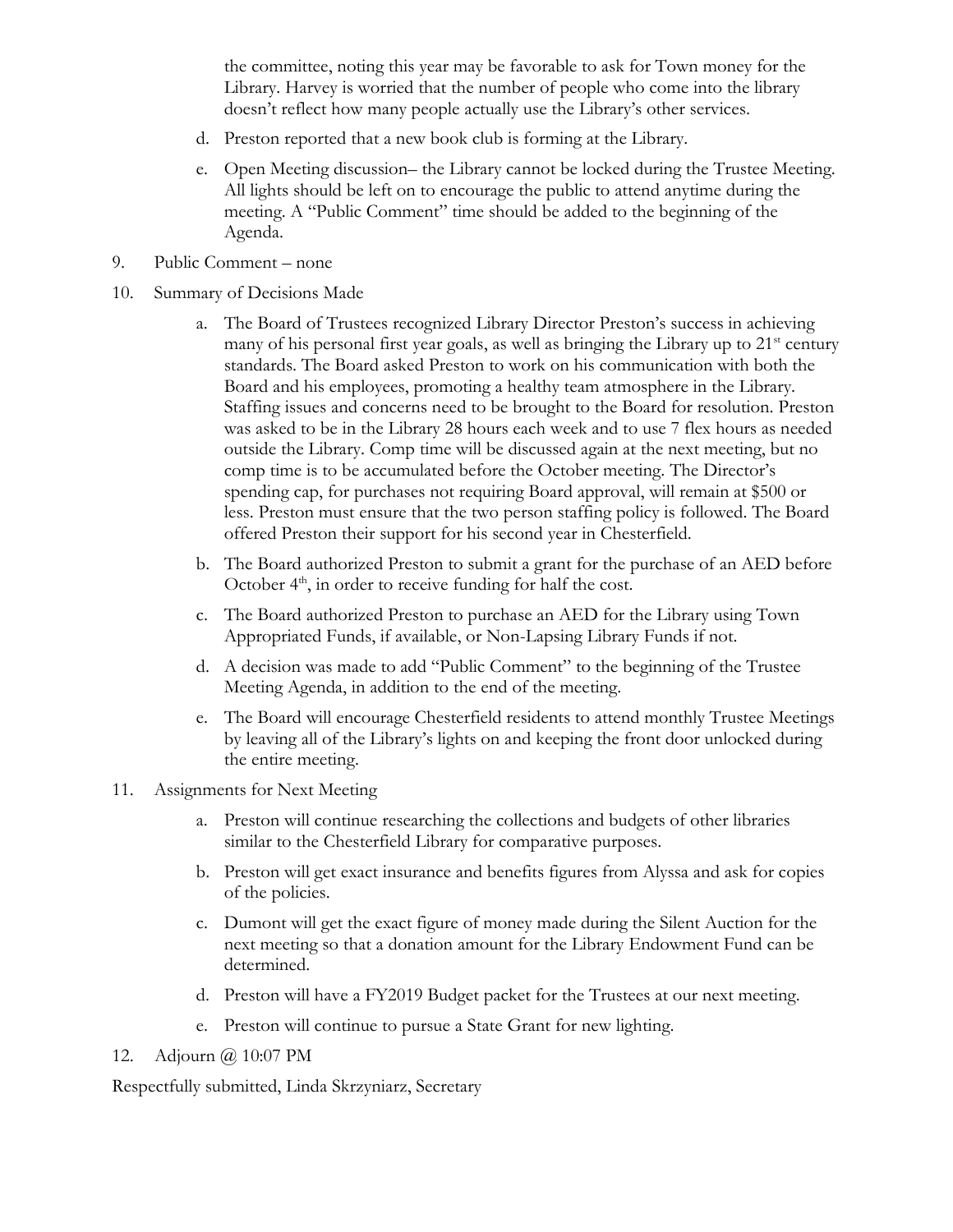the committee, noting this year may be favorable to ask for Town money for the Library. Harvey is worried that the number of people who come into the library doesn't reflect how many people actually use the Library's other services.

d. Preston reported that a new book club is forming at the Library.

e. Open Meeting discussion– the Library cannot be locked during the Trustee Meeting. All lights should be left on to encourage the public to attend anytime during the meeting. A "Public Comment" time should be added to the beginning of the Agenda.

9. Public Comment – none

10. Summary of Decisions Made

   a. The Board of Trustees recognized Library Director Preston's success in achieving many of his personal first year goals, as well as bringing the Library up to 21st century standards. The Board asked Preston to work on his communication with both the Board and his employees, promoting a healthy team atmosphere in the Library. Staffing issues and concerns need to be brought to the Board for resolution. Preston was asked to be in the Library 28 hours each week and to use 7 flex hours as needed outside the Library. Comp time will be discussed again at the next meeting, but no comp time is to be accumulated before the October meeting. The Director's spending cap, for purchases not requiring Board approval, will remain at $500 or less. Preston must ensure that the two person staffing policy is followed. The Board offered Preston their support for his second year in Chesterfield.

   b. The Board authorized Preston to submit a grant for the purchase of an AED before October 4th, in order to receive funding for half the cost.

   c. The Board authorized Preston to purchase an AED for the Library using Town Appropriated Funds, if available, or Non-Lapsing Library Funds if not.

   d. A decision was made to add "Public Comment" to the beginning of the Trustee Meeting Agenda, in addition to the end of the meeting.

   e. The Board will encourage Chesterfield residents to attend monthly Trustee Meetings by leaving all of the Library's lights on and keeping the front door unlocked during the entire meeting.

11. Assignments for Next Meeting

   a. Preston will continue researching the collections and budgets of other libraries similar to the Chesterfield Library for comparative purposes.

   b. Preston will get exact insurance and benefits figures from Alyssa and ask for copies of the policies.

   c. Dumont will get the exact figure of money made during the Silent Auction for the next meeting so that a donation amount for the Library Endowment Fund can be determined.

   d. Preston will have a FY2019 Budget packet for the Trustees at our next meeting.

   e. Preston will continue to pursue a State Grant for new lighting.

12. Adjourn @ 10:07 PM

Respectfully submitted, Linda Skrzyniarz, Secretary